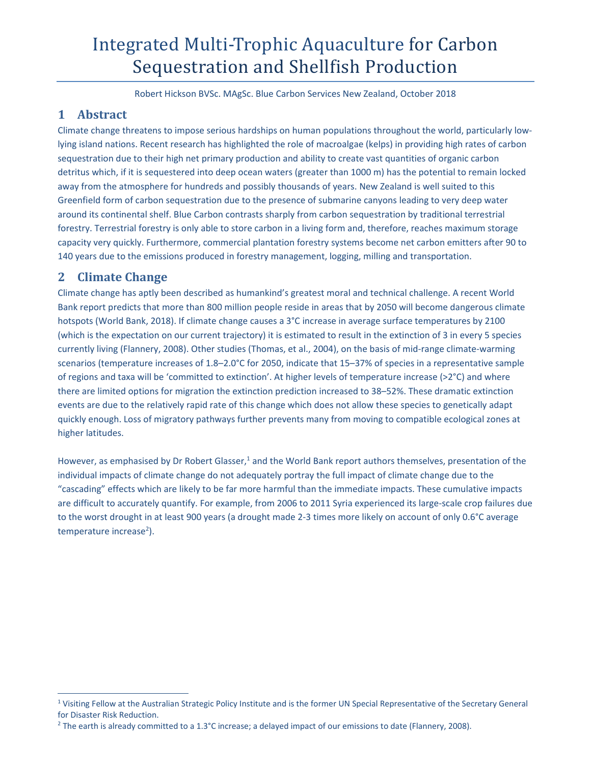# Integrated Multi-Trophic Aquaculture for Carbon Sequestration and Shellfish Production

Robert Hickson BVSc. MAgSc. Blue Carbon Services New Zealand, October 2018

## 1 Abstract

Climate change threatens to impose serious hardships on human populations throughout the world, particularly low-lying island nations. Recent research has highlighted the role of macroalgae (kelps) in providing high rates of carbon sequestration due to their high net primary production and ability to create vast quantities of organic carbon detritus which, if it is sequestered into deep ocean waters (greater than 1000 m) has the potential to remain locked away from the atmosphere for hundreds and possibly thousands of years. New Zealand is well suited to this Greenfield form of carbon sequestration due to the presence of submarine canyons leading to very deep water around its continental shelf. Blue Carbon contrasts sharply from carbon sequestration by traditional terrestrial forestry. Terrestrial forestry is only able to store carbon in a living form and, therefore, reaches maximum storage capacity very quickly. Furthermore, commercial plantation forestry systems become net carbon emitters after 90 to 140 years due to the emissions produced in forestry management, logging, milling and transportation.

## 2 Climate Change

Climate change has aptly been described as humankind's greatest moral and technical challenge. A recent World Bank report predicts that more than 800 million people reside in areas that by 2050 will become dangerous climate hotspots (World Bank, 2018). If climate change causes a 3°C increase in average surface temperatures by 2100 (which is the expectation on our current trajectory) it is estimated to result in the extinction of 3 in every 5 species currently living (Flannery, 2008). Other studies (Thomas, et al., 2004), on the basis of mid-range climate-warming scenarios (temperature increases of 1.8–2.0°C for 2050, indicate that 15–37% of species in a representative sample of regions and taxa will be 'committed to extinction'. At higher levels of temperature increase (>2°C) and where there are limited options for migration the extinction prediction increased to 38–52%. These dramatic extinction events are due to the relatively rapid rate of this change which does not allow these species to genetically adapt quickly enough. Loss of migratory pathways further prevents many from moving to compatible ecological zones at higher latitudes.

However, as emphasised by Dr Robert Glasser,[1] and the World Bank report authors themselves, presentation of the individual impacts of climate change do not adequately portray the full impact of climate change due to the "cascading" effects which are likely to be far more harmful than the immediate impacts. These cumulative impacts are difficult to accurately quantify. For example, from 2006 to 2011 Syria experienced its large-scale crop failures due to the worst drought in at least 900 years (a drought made 2-3 times more likely on account of only 0.6°C average temperature increase[2]).

---

[1] Visiting Fellow at the Australian Strategic Policy Institute and is the former UN Special Representative of the Secretary General for Disaster Risk Reduction.

[2] The earth is already committed to a 1.3°C increase; a delayed impact of our emissions to date (Flannery, 2008).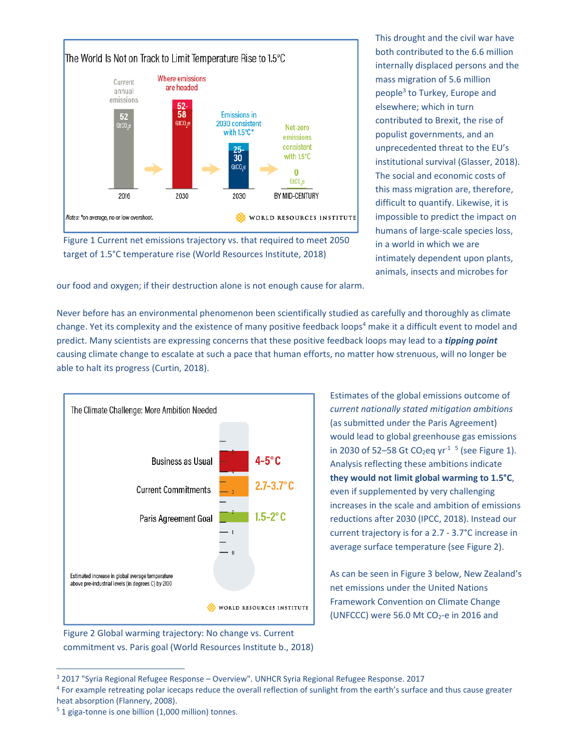Figure 1 Current net emissions trajectory vs. that required to meet 2050 target of 1.5°C temperature rise (World Resources Institute, 2018)

This drought and the civil war have both contributed to the 6.6 million internally displaced persons and the mass migration of 5.6 million people[3] to Turkey, Europe and elsewhere; which in turn contributed to Brexit, the rise of populist governments, and an unprecedented threat to the EU's institutional survival (Glasser, 2018). The social and economic costs of this mass migration are, therefore, difficult to quantify. Likewise, it is impossible to predict the impact on humans of large-scale species loss, in a world in which we are intimately dependent upon plants, animals, insects and microbes for our food and oxygen; if their destruction alone is not enough cause for alarm.

Never before has an environmental phenomenon been scientifically studied as carefully and thoroughly as climate change. Yet its complexity and the existence of many positive feedback loops[4] make it a difficult event to model and predict. Many scientists are expressing concerns that these positive feedback loops may lead to a ***tipping point*** causing climate change to escalate at such a pace that human efforts, no matter how strenuous, will no longer be able to halt its progress (Curtin, 2018).

Figure 2 Global warming trajectory: No change vs. Current commitment vs. Paris goal (World Resources Institute b., 2018)

Estimates of the global emissions outcome of *current nationally stated mitigation ambitions* (as submitted under the Paris Agreement) would lead to global greenhouse gas emissions in 2030 of 52–58 Gt $CO_2$eq $yr^{-1}$ [5] (see Figure 1). Analysis reflecting these ambitions indicate **they would not limit global warming to 1.5°C**, even if supplemented by very challenging increases in the scale and ambition of emissions reductions after 2030 (IPCC, 2018). Instead our current trajectory is for a 2.7 - 3.7°C increase in average surface temperature (see Figure 2).

As can be seen in Figure 3 below, New Zealand's net emissions under the United Nations Framework Convention on Climate Change (UNFCCC) were 56.0 Mt $CO_2$-e in 2016 and

---

[3] 2017 "Syria Regional Refugee Response – Overview". UNHCR Syria Regional Refugee Response. 2017

[4] For example retreating polar icecaps reduce the overall reflection of sunlight from the earth's surface and thus cause greater heat absorption (Flannery, 2008).

[5] 1 giga-tonne is one billion (1,000 million) tonnes.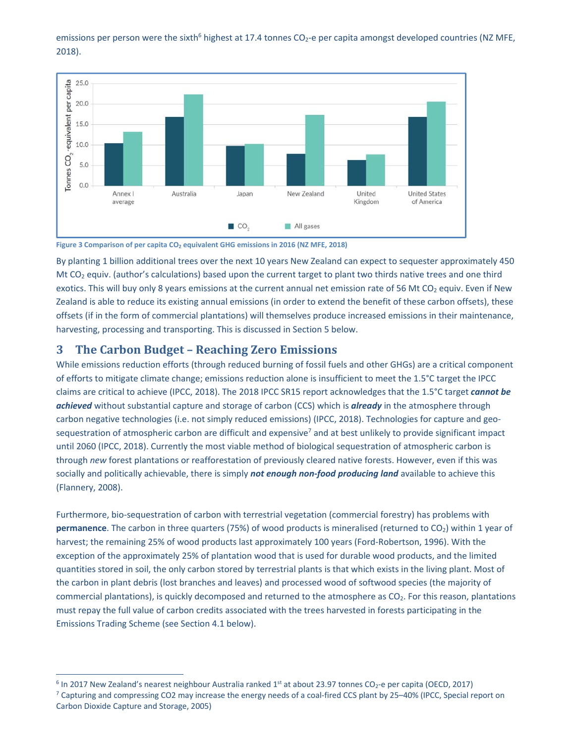emissions per person were the sixth[6] highest at 17.4 tonnes $CO_2$-e per capita amongst developed countries (NZ MFE, 2018).

Figure 3 Comparison of per capita $CO_2$ equivalent GHG emissions in 2016 (NZ MFE, 2018)

By planting 1 billion additional trees over the next 10 years New Zealand can expect to sequester approximately 450 Mt $CO_2$ equiv. (author's calculations) based upon the current target to plant two thirds native trees and one third exotics. This will buy only 8 years emissions at the current annual net emission rate of 56 Mt $CO_2$ equiv. Even if New Zealand is able to reduce its existing annual emissions (in order to extend the benefit of these carbon offsets), these offsets (if in the form of commercial plantations) will themselves produce increased emissions in their maintenance, harvesting, processing and transporting. This is discussed in Section 5 below.

## 3 The Carbon Budget – Reaching Zero Emissions

While emissions reduction efforts (through reduced burning of fossil fuels and other GHGs) are a critical component of efforts to mitigate climate change; emissions reduction alone is insufficient to meet the 1.5°C target the IPCC claims are critical to achieve (IPCC, 2018). The 2018 IPCC SR15 report acknowledges that the 1.5°C target ***cannot be achieved*** without substantial capture and storage of carbon (CCS) which is ***already*** in the atmosphere through carbon negative technologies (i.e. not simply reduced emissions) (IPCC, 2018). Technologies for capture and geo-sequestration of atmospheric carbon are difficult and expensive[7] and at best unlikely to provide significant impact until 2060 (IPCC, 2018). Currently the most viable method of biological sequestration of atmospheric carbon is through *new* forest plantations or reafforestation of previously cleared native forests. However, even if this was socially and politically achievable, there is simply ***not enough non-food producing land*** available to achieve this (Flannery, 2008).

Furthermore, bio-sequestration of carbon with terrestrial vegetation (commercial forestry) has problems with **permanence**. The carbon in three quarters (75%) of wood products is mineralised (returned to $CO_2$) within 1 year of harvest; the remaining 25% of wood products last approximately 100 years (Ford-Robertson, 1996). With the exception of the approximately 25% of plantation wood that is used for durable wood products, and the limited quantities stored in soil, the only carbon stored by terrestrial plants is that which exists in the living plant. Most of the carbon in plant debris (lost branches and leaves) and processed wood of softwood species (the majority of commercial plantations), is quickly decomposed and returned to the atmosphere as $CO_2$. For this reason, plantations must repay the full value of carbon credits associated with the trees harvested in forests participating in the Emissions Trading Scheme (see Section 4.1 below).

---

[6] In 2017 New Zealand's nearest neighbour Australia ranked 1st at about 23.97 tonnes $CO_2$-e per capita (OECD, 2017)

[7] Capturing and compressing CO2 may increase the energy needs of a coal-fired CCS plant by 25–40% (IPCC, Special report on Carbon Dioxide Capture and Storage, 2005)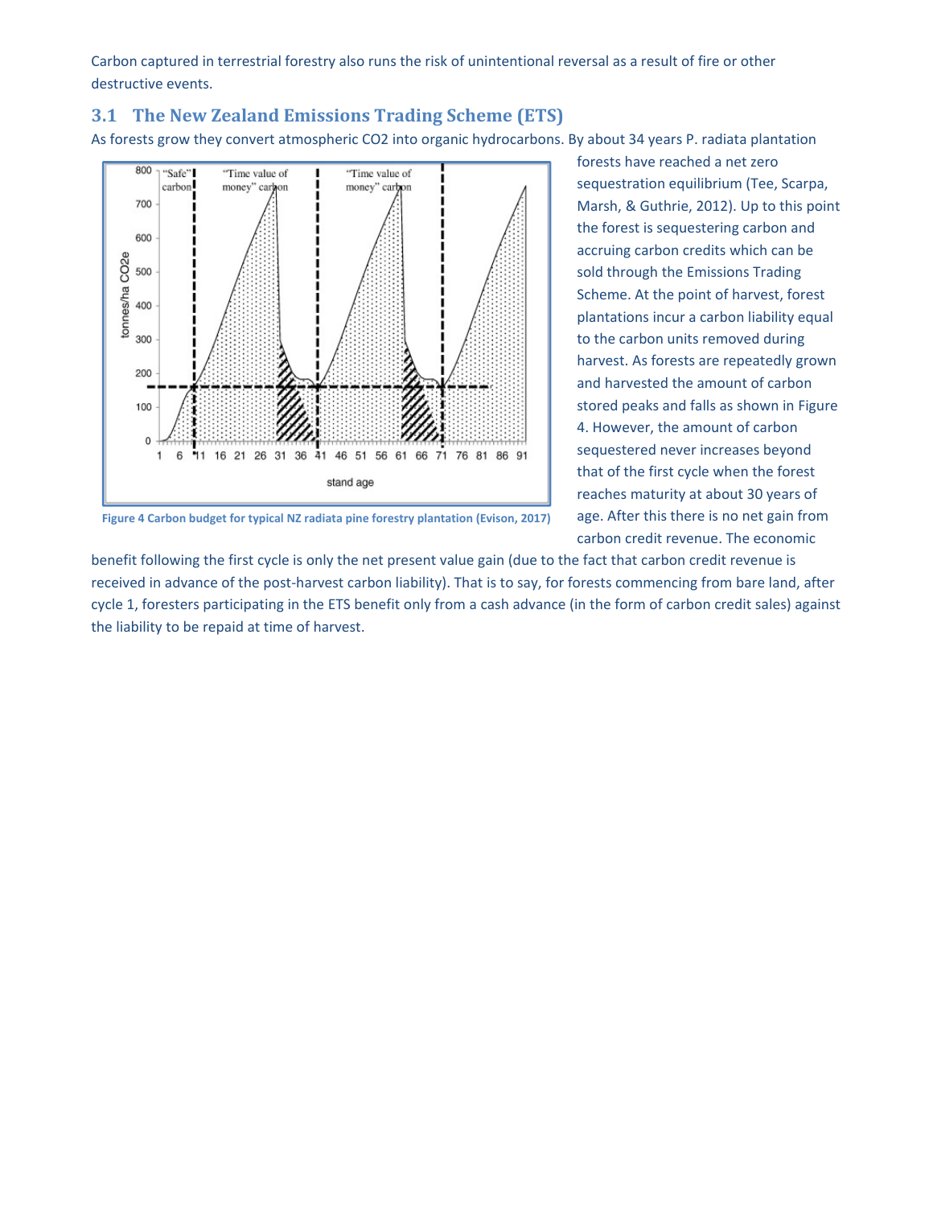Carbon captured in terrestrial forestry also runs the risk of unintentional reversal as a result of fire or other destructive events.

## 3.1 The New Zealand Emissions Trading Scheme (ETS)

As forests grow they convert atmospheric CO2 into organic hydrocarbons. By about 34 years P. radiata plantation forests have reached a net zero sequestration equilibrium (Tee, Scarpa, Marsh, & Guthrie, 2012). Up to this point the forest is sequestering carbon and accruing carbon credits which can be sold through the Emissions Trading Scheme. At the point of harvest, forest plantations incur a carbon liability equal to the carbon units removed during harvest. As forests are repeatedly grown and harvested the amount of carbon stored peaks and falls as shown in Figure 4. However, the amount of carbon sequestered never increases beyond that of the first cycle when the forest reaches maturity at about 30 years of age. After this there is no net gain from carbon credit revenue. The economic benefit following the first cycle is only the net present value gain (due to the fact that carbon credit revenue is received in advance of the post-harvest carbon liability). That is to say, for forests commencing from bare land, after cycle 1, foresters participating in the ETS benefit only from a cash advance (in the form of carbon credit sales) against the liability to be repaid at time of harvest.

**Figure 4 Carbon budget for typical NZ radiata pine forestry plantation (Evison, 2017)**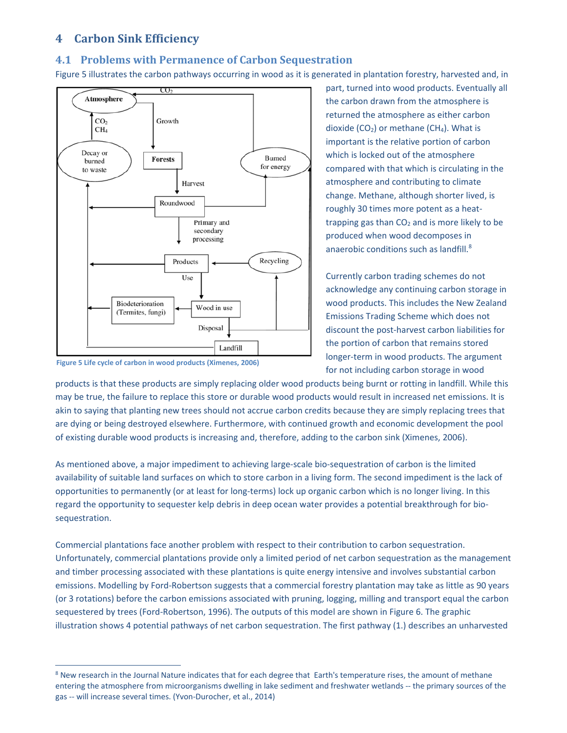## 4 Carbon Sink Efficiency

### 4.1 Problems with Permanence of Carbon Sequestration

Figure 5 illustrates the carbon pathways occurring in wood as it is generated in plantation forestry, harvested and, in part, turned into wood products. Eventually all the carbon drawn from the atmosphere is returned the atmosphere as either carbon dioxide ($CO_2$) or methane ($CH_4$). What is important is the relative portion of carbon which is locked out of the atmosphere compared with that which is circulating in the atmosphere and contributing to climate change. Methane, although shorter lived, is roughly 30 times more potent as a heat-trapping gas than $CO_2$ and is more likely to be produced when wood decomposes in anaerobic conditions such as landfill.[8]

Figure 5 Life cycle of carbon in wood products (Ximenes, 2006)

Currently carbon trading schemes do not acknowledge any continuing carbon storage in wood products. This includes the New Zealand Emissions Trading Scheme which does not discount the post-harvest carbon liabilities for the portion of carbon that remains stored longer-term in wood products. The argument for not including carbon storage in wood products is that these products are simply replacing older wood products being burnt or rotting in landfill. While this may be true, the failure to replace this store or durable wood products would result in increased net emissions. It is akin to saying that planting new trees should not accrue carbon credits because they are simply replacing trees that are dying or being destroyed elsewhere. Furthermore, with continued growth and economic development the pool of existing durable wood products is increasing and, therefore, adding to the carbon sink (Ximenes, 2006).

As mentioned above, a major impediment to achieving large-scale bio-sequestration of carbon is the limited availability of suitable land surfaces on which to store carbon in a living form. The second impediment is the lack of opportunities to permanently (or at least for long-terms) lock up organic carbon which is no longer living. In this regard the opportunity to sequester kelp debris in deep ocean water provides a potential breakthrough for bio-sequestration.

Commercial plantations face another problem with respect to their contribution to carbon sequestration. Unfortunately, commercial plantations provide only a limited period of net carbon sequestration as the management and timber processing associated with these plantations is quite energy intensive and involves substantial carbon emissions. Modelling by Ford-Robertson suggests that a commercial forestry plantation may take as little as 90 years (or 3 rotations) before the carbon emissions associated with pruning, logging, milling and transport equal the carbon sequestered by trees (Ford-Robertson, 1996). The outputs of this model are shown in Figure 6. The graphic illustration shows 4 potential pathways of net carbon sequestration. The first pathway (1.) describes an unharvested

[8] New research in the Journal Nature indicates that for each degree that Earth's temperature rises, the amount of methane entering the atmosphere from microorganisms dwelling in lake sediment and freshwater wetlands -- the primary sources of the gas -- will increase several times. (Yvon-Durocher, et al., 2014)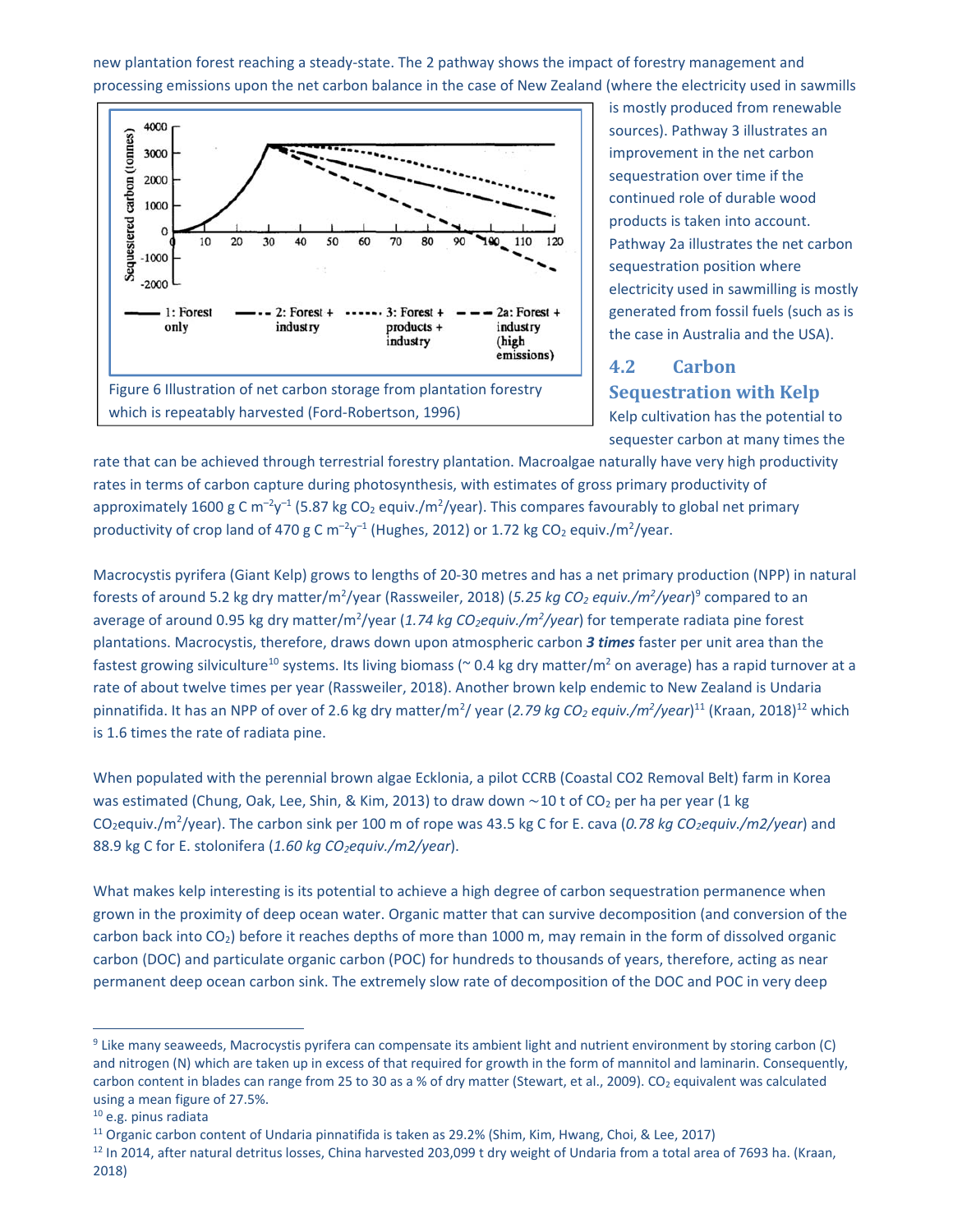new plantation forest reaching a steady-state. The 2 pathway shows the impact of forestry management and processing emissions upon the net carbon balance in the case of New Zealand (where the electricity used in sawmills is mostly produced from renewable sources). Pathway 3 illustrates an improvement in the net carbon sequestration over time if the continued role of durable wood products is taken into account. Pathway 2a illustrates the net carbon sequestration position where electricity used in sawmilling is mostly generated from fossil fuels (such as is the case in Australia and the USA).

Figure 6 Illustration of net carbon storage from plantation forestry which is repeatably harvested (Ford-Robertson, 1996)

## 4.2 Carbon Sequestration with Kelp

Kelp cultivation has the potential to sequester carbon at many times the rate that can be achieved through terrestrial forestry plantation. Macroalgae naturally have very high productivity rates in terms of carbon capture during photosynthesis, with estimates of gross primary productivity of approximately 1600 g C $m^{-2}y^{-1}$ (5.87 kg $CO_2$ equiv./$m^2$/year). This compares favourably to global net primary productivity of crop land of 470 g C $m^{-2}y^{-1}$ (Hughes, 2012) or 1.72 kg $CO_2$ equiv./$m^2$/year.

Macrocystis pyrifera (Giant Kelp) grows to lengths of 20-30 metres and has a net primary production (NPP) in natural forests of around 5.2 kg dry matter/$m^2$/year (Rassweiler, 2018) (*5.25 kg $CO_2$ equiv./$m^2$/year*)[9] compared to an average of around 0.95 kg dry matter/$m^2$/year (*1.74 kg $CO_2$equiv./$m^2$/year*) for temperate radiata pine forest plantations. Macrocystis, therefore, draws down upon atmospheric carbon ***3 times*** faster per unit area than the fastest growing silviculture[10] systems. Its living biomass (~ 0.4 kg dry matter/$m^2$ on average) has a rapid turnover at a rate of about twelve times per year (Rassweiler, 2018). Another brown kelp endemic to New Zealand is Undaria pinnatifida. It has an NPP of over of 2.6 kg dry matter/$m^2$/ year (*2.79 kg $CO_2$ equiv./$m^2$/year*)[11] (Kraan, 2018)[12] which is 1.6 times the rate of radiata pine.

When populated with the perennial brown algae Ecklonia, a pilot CCRB (Coastal CO2 Removal Belt) farm in Korea was estimated (Chung, Oak, Lee, Shin, & Kim, 2013) to draw down ~10 t of $CO_2$ per ha per year (1 kg $CO_2$equiv./$m^2$/year). The carbon sink per 100 m of rope was 43.5 kg C for E. cava (*0.78 kg $CO_2$equiv./m2/year*) and 88.9 kg C for E. stolonifera (*1.60 kg $CO_2$equiv./m2/year*).

What makes kelp interesting is its potential to achieve a high degree of carbon sequestration permanence when grown in the proximity of deep ocean water. Organic matter that can survive decomposition (and conversion of the carbon back into $CO_2$) before it reaches depths of more than 1000 m, may remain in the form of dissolved organic carbon (DOC) and particulate organic carbon (POC) for hundreds to thousands of years, therefore, acting as near permanent deep ocean carbon sink. The extremely slow rate of decomposition of the DOC and POC in very deep

---

[9] Like many seaweeds, Macrocystis pyrifera can compensate its ambient light and nutrient environment by storing carbon (C) and nitrogen (N) which are taken up in excess of that required for growth in the form of mannitol and laminarin. Consequently, carbon content in blades can range from 25 to 30 as a % of dry matter (Stewart, et al., 2009). $CO_2$ equivalent was calculated using a mean figure of 27.5%.

[10] e.g. pinus radiata

[11] Organic carbon content of Undaria pinnatifida is taken as 29.2% (Shim, Kim, Hwang, Choi, & Lee, 2017)

[12] In 2014, after natural detritus losses, China harvested 203,099 t dry weight of Undaria from a total area of 7693 ha. (Kraan, 2018)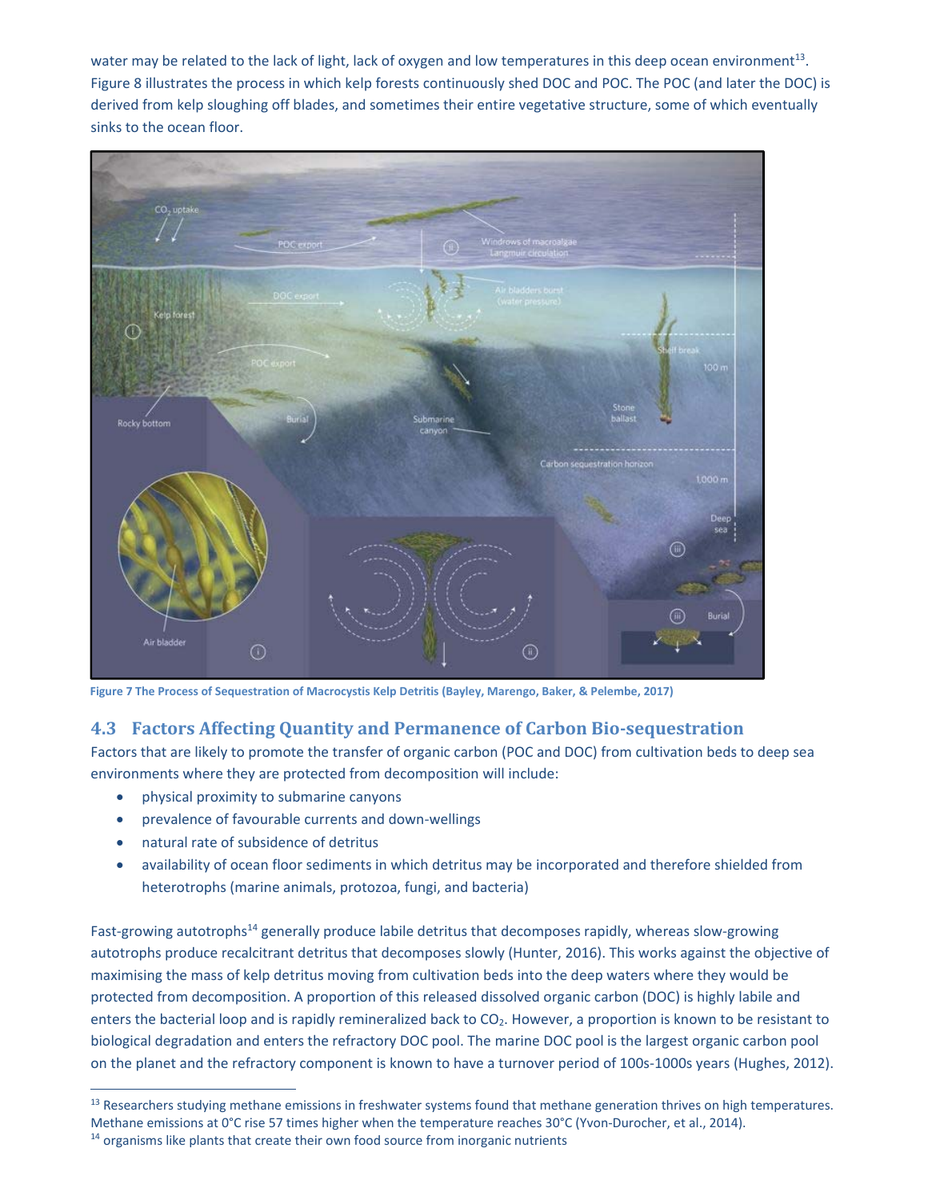water may be related to the lack of light, lack of oxygen and low temperatures in this deep ocean environment[13]. Figure 8 illustrates the process in which kelp forests continuously shed DOC and POC. The POC (and later the DOC) is derived from kelp sloughing off blades, and sometimes their entire vegetative structure, some of which eventually sinks to the ocean floor.

**Figure 7 The Process of Sequestration of Macrocystis Kelp Detritis (Bayley, Marengo, Baker, & Pelembe, 2017)**

## 4.3 Factors Affecting Quantity and Permanence of Carbon Bio-sequestration

Factors that are likely to promote the transfer of organic carbon (POC and DOC) from cultivation beds to deep sea environments where they are protected from decomposition will include:

- physical proximity to submarine canyons
- prevalence of favourable currents and down-wellings
- natural rate of subsidence of detritus
- availability of ocean floor sediments in which detritus may be incorporated and therefore shielded from heterotrophs (marine animals, protozoa, fungi, and bacteria)

Fast-growing autotrophs[14] generally produce labile detritus that decomposes rapidly, whereas slow-growing autotrophs produce recalcitrant detritus that decomposes slowly (Hunter, 2016). This works against the objective of maximising the mass of kelp detritus moving from cultivation beds into the deep waters where they would be protected from decomposition. A proportion of this released dissolved organic carbon (DOC) is highly labile and enters the bacterial loop and is rapidly remineralized back to $CO_2$. However, a proportion is known to be resistant to biological degradation and enters the refractory DOC pool. The marine DOC pool is the largest organic carbon pool on the planet and the refractory component is known to have a turnover period of 100s-1000s years (Hughes, 2012).

[13] Researchers studying methane emissions in freshwater systems found that methane generation thrives on high temperatures. Methane emissions at 0°C rise 57 times higher when the temperature reaches 30°C (Yvon-Durocher, et al., 2014).

[14] organisms like plants that create their own food source from inorganic nutrients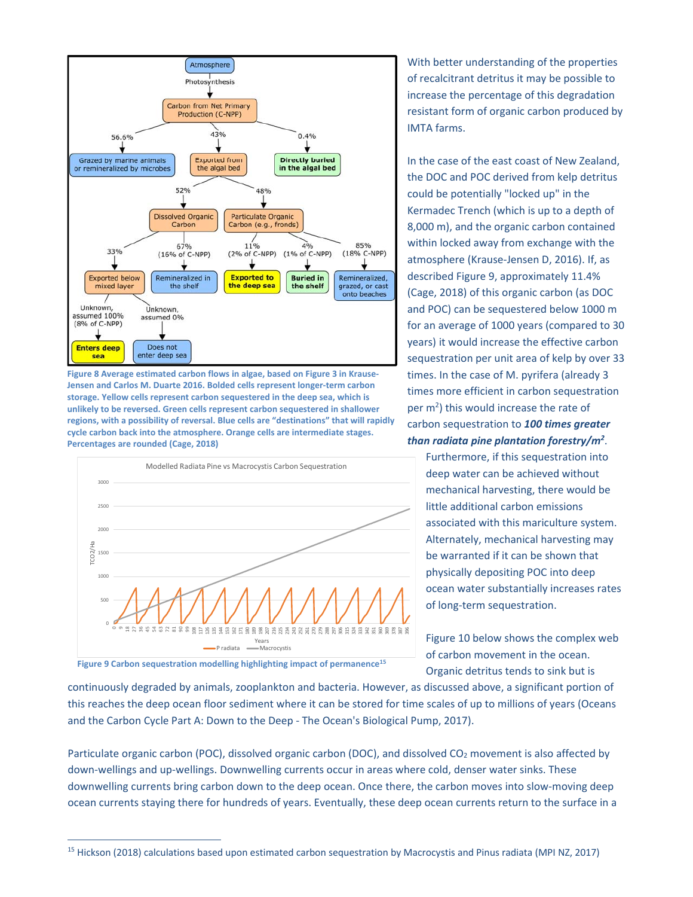Figure 8 Average estimated carbon flows in algae, based on Figure 3 in Krause-Jensen and Carlos M. Duarte 2016. Bolded cells represent longer-term carbon storage. Yellow cells represent carbon sequestered in the deep sea, which is unlikely to be reversed. Green cells represent carbon sequestered in shallower regions, with a possibility of reversal. Blue cells are "destinations" that will rapidly cycle carbon back into the atmosphere. Orange cells are intermediate stages. Percentages are rounded (Cage, 2018)

Figure 9 Carbon sequestration modelling highlighting impact of permanence[15]

With better understanding of the properties of recalcitrant detritus it may be possible to increase the percentage of this degradation resistant form of organic carbon produced by IMTA farms.

In the case of the east coast of New Zealand, the DOC and POC derived from kelp detritus could be potentially "locked up" in the Kermadec Trench (which is up to a depth of 8,000 m), and the organic carbon contained within locked away from exchange with the atmosphere (Krause-Jensen D, 2016). If, as described Figure 9, approximately 11.4% (Cage, 2018) of this organic carbon (as DOC and POC) can be sequestered below 1000 m for an average of 1000 years (compared to 30 years) it would increase the effective carbon sequestration per unit area of kelp by over 33 times. In the case of M. pyrifera (already 3 times more efficient in carbon sequestration per $m^2$) this would increase the rate of carbon sequestration to ***100 times greater than radiata pine plantation forestry/$m^2$***. Furthermore, if this sequestration into deep water can be achieved without mechanical harvesting, there would be little additional carbon emissions associated with this mariculture system. Alternately, mechanical harvesting may be warranted if it can be shown that physically depositing POC into deep ocean water substantially increases rates of long-term sequestration.

Figure 10 below shows the complex web of carbon movement in the ocean. Organic detritus tends to sink but is continuously degraded by animals, zooplankton and bacteria. However, as discussed above, a significant portion of this reaches the deep ocean floor sediment where it can be stored for time scales of up to millions of years (Oceans and the Carbon Cycle Part A: Down to the Deep - The Ocean's Biological Pump, 2017).

Particulate organic carbon (POC), dissolved organic carbon (DOC), and dissolved $CO_2$ movement is also affected by down-wellings and up-wellings. Downwelling currents occur in areas where cold, denser water sinks. These downwelling currents bring carbon down to the deep ocean. Once there, the carbon moves into slow-moving deep ocean currents staying there for hundreds of years. Eventually, these deep ocean currents return to the surface in a

[15] Hickson (2018) calculations based upon estimated carbon sequestration by Macrocystis and Pinus radiata (MPI NZ, 2017)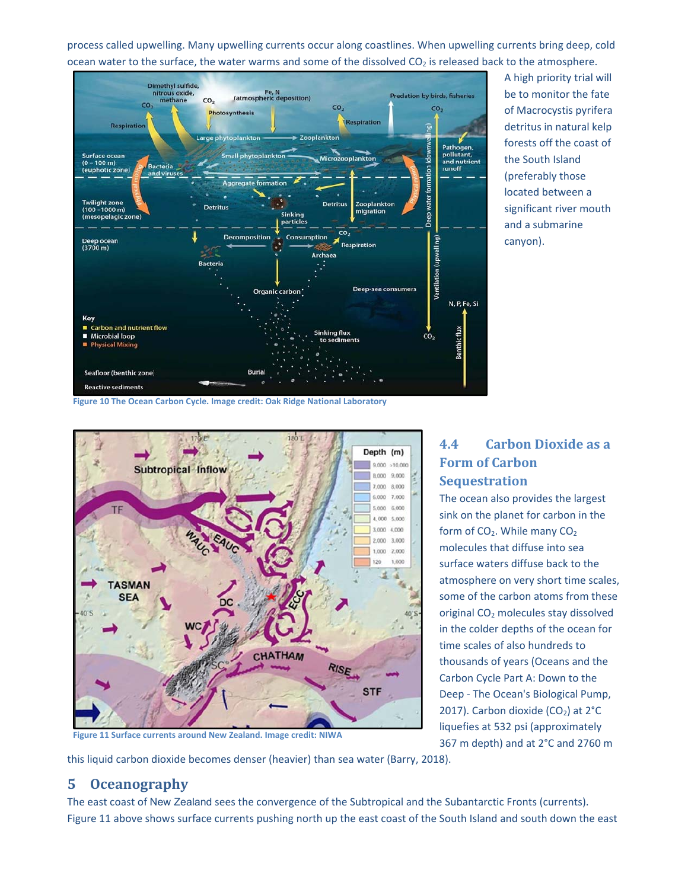process called upwelling. Many upwelling currents occur along coastlines. When upwelling currents bring deep, cold ocean water to the surface, the water warms and some of the dissolved $CO_2$ is released back to the atmosphere.

A high priority trial will be to monitor the fate of Macrocystis pyrifera detritus in natural kelp forests off the coast of the South Island (preferably those located between a significant river mouth and a submarine canyon).

Figure 10 The Ocean Carbon Cycle. Image credit: Oak Ridge National Laboratory

Figure 11 Surface currents around New Zealand. Image credit: NIWA

### 4.4 Carbon Dioxide as a Form of Carbon Sequestration

The ocean also provides the largest sink on the planet for carbon in the form of $CO_2$. While many $CO_2$ molecules that diffuse into sea surface waters diffuse back to the atmosphere on very short time scales, some of the carbon atoms from these original $CO_2$ molecules stay dissolved in the colder depths of the ocean for time scales of also hundreds to thousands of years (Oceans and the Carbon Cycle Part A: Down to the Deep - The Ocean's Biological Pump, 2017). Carbon dioxide ($CO_2$) at 2°C liquefies at 532 psi (approximately 367 m depth) and at 2°C and 2760 m this liquid carbon dioxide becomes denser (heavier) than sea water (Barry, 2018).

## 5 Oceanography

The east coast of New Zealand sees the convergence of the Subtropical and the Subantarctic Fronts (currents). Figure 11 above shows surface currents pushing north up the east coast of the South Island and south down the east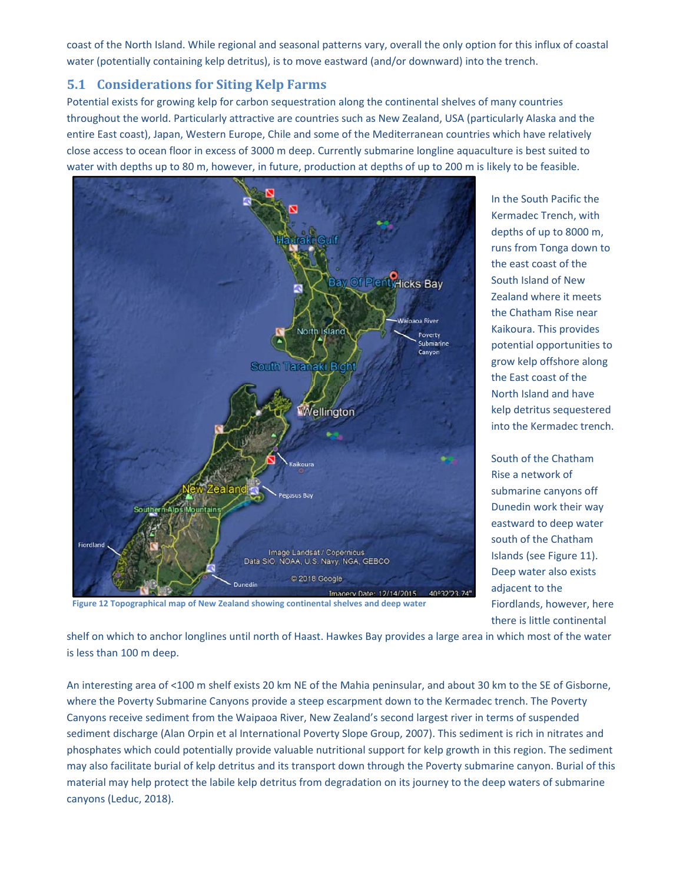coast of the North Island. While regional and seasonal patterns vary, overall the only option for this influx of coastal water (potentially containing kelp detritus), is to move eastward (and/or downward) into the trench.

## 5.1 Considerations for Siting Kelp Farms

Potential exists for growing kelp for carbon sequestration along the continental shelves of many countries throughout the world. Particularly attractive are countries such as New Zealand, USA (particularly Alaska and the entire East coast), Japan, Western Europe, Chile and some of the Mediterranean countries which have relatively close access to ocean floor in excess of 3000 m deep. Currently submarine longline aquaculture is best suited to water with depths up to 80 m, however, in future, production at depths of up to 200 m is likely to be feasible.

Figure 12 Topographical map of New Zealand showing continental shelves and deep water

In the South Pacific the Kermadec Trench, with depths of up to 8000 m, runs from Tonga down to the east coast of the South Island of New Zealand where it meets the Chatham Rise near Kaikoura. This provides potential opportunities to grow kelp offshore along the East coast of the North Island and have kelp detritus sequestered into the Kermadec trench.

South of the Chatham Rise a network of submarine canyons off Dunedin work their way eastward to deep water south of the Chatham Islands (see Figure 11). Deep water also exists adjacent to the Fiordlands, however, here there is little continental shelf on which to anchor longlines until north of Haast. Hawkes Bay provides a large area in which most of the water is less than 100 m deep.

An interesting area of <100 m shelf exists 20 km NE of the Mahia peninsular, and about 30 km to the SE of Gisborne, where the Poverty Submarine Canyons provide a steep escarpment down to the Kermadec trench. The Poverty Canyons receive sediment from the Waipaoa River, New Zealand's second largest river in terms of suspended sediment discharge (Alan Orpin et al International Poverty Slope Group, 2007). This sediment is rich in nitrates and phosphates which could potentially provide valuable nutritional support for kelp growth in this region. The sediment may also facilitate burial of kelp detritus and its transport down through the Poverty submarine canyon. Burial of this material may help protect the labile kelp detritus from degradation on its journey to the deep waters of submarine canyons (Leduc, 2018).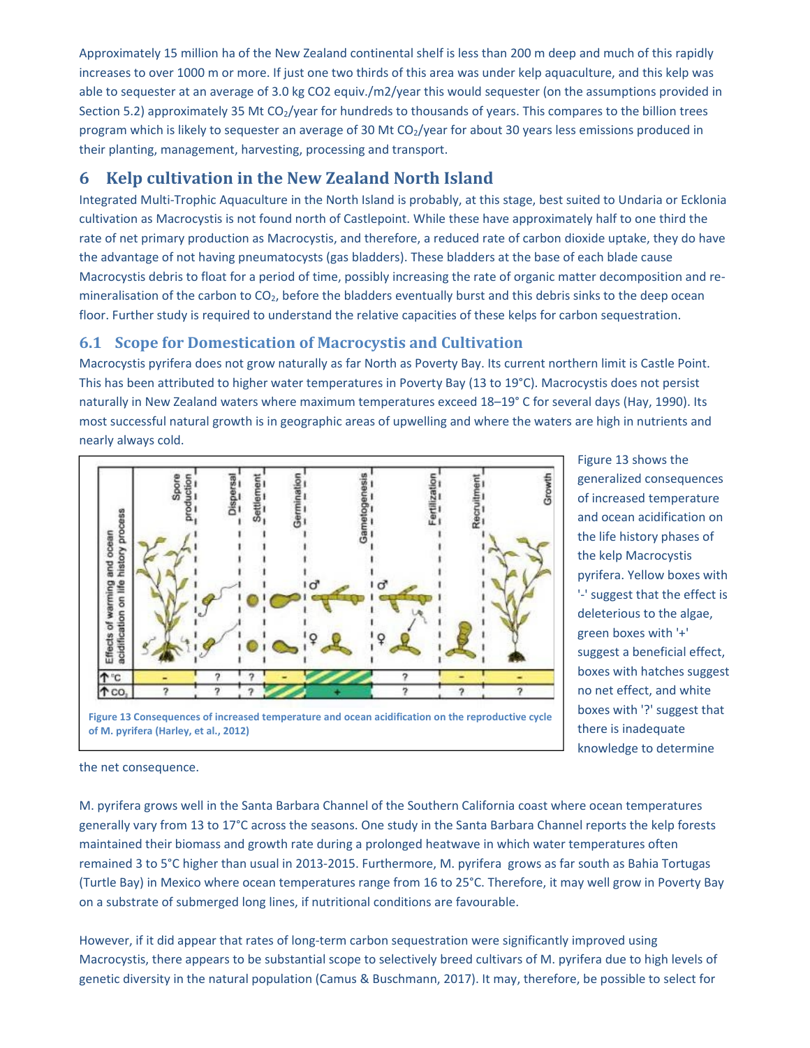Approximately 15 million ha of the New Zealand continental shelf is less than 200 m deep and much of this rapidly increases to over 1000 m or more. If just one two thirds of this area was under kelp aquaculture, and this kelp was able to sequester at an average of 3.0 kg CO2 equiv./m2/year this would sequester (on the assumptions provided in Section 5.2) approximately 35 Mt $CO_2$/year for hundreds to thousands of years. This compares to the billion trees program which is likely to sequester an average of 30 Mt $CO_2$/year for about 30 years less emissions produced in their planting, management, harvesting, processing and transport.

# 6 Kelp cultivation in the New Zealand North Island

Integrated Multi-Trophic Aquaculture in the North Island is probably, at this stage, best suited to Undaria or Ecklonia cultivation as Macrocystis is not found north of Castlepoint. While these have approximately half to one third the rate of net primary production as Macrocystis, and therefore, a reduced rate of carbon dioxide uptake, they do have the advantage of not having pneumatocysts (gas bladders). These bladders at the base of each blade cause Macrocystis debris to float for a period of time, possibly increasing the rate of organic matter decomposition and re-mineralisation of the carbon to $CO_2$, before the bladders eventually burst and this debris sinks to the deep ocean floor. Further study is required to understand the relative capacities of these kelps for carbon sequestration.

## 6.1 Scope for Domestication of Macrocystis and Cultivation

Macrocystis pyrifera does not grow naturally as far North as Poverty Bay. Its current northern limit is Castle Point. This has been attributed to higher water temperatures in Poverty Bay (13 to 19°C). Macrocystis does not persist naturally in New Zealand waters where maximum temperatures exceed 18–19° C for several days (Hay, 1990). Its most successful natural growth is in geographic areas of upwelling and where the waters are high in nutrients and nearly always cold.

Figure 13 Consequences of increased temperature and ocean acidification on the reproductive cycle of M. pyrifera (Harley, et al., 2012)

Figure 13 shows the generalized consequences of increased temperature and ocean acidification on the life history phases of the kelp Macrocystis pyrifera. Yellow boxes with '-' suggest that the effect is deleterious to the algae, green boxes with '+' suggest a beneficial effect, boxes with hatches suggest no net effect, and white boxes with '?' suggest that there is inadequate knowledge to determine the net consequence.

M. pyrifera grows well in the Santa Barbara Channel of the Southern California coast where ocean temperatures generally vary from 13 to 17°C across the seasons. One study in the Santa Barbara Channel reports the kelp forests maintained their biomass and growth rate during a prolonged heatwave in which water temperatures often remained 3 to 5°C higher than usual in 2013-2015. Furthermore, M. pyrifera grows as far south as Bahia Tortugas (Turtle Bay) in Mexico where ocean temperatures range from 16 to 25°C. Therefore, it may well grow in Poverty Bay on a substrate of submerged long lines, if nutritional conditions are favourable.

However, if it did appear that rates of long-term carbon sequestration were significantly improved using Macrocystis, there appears to be substantial scope to selectively breed cultivars of M. pyrifera due to high levels of genetic diversity in the natural population (Camus & Buschmann, 2017). It may, therefore, be possible to select for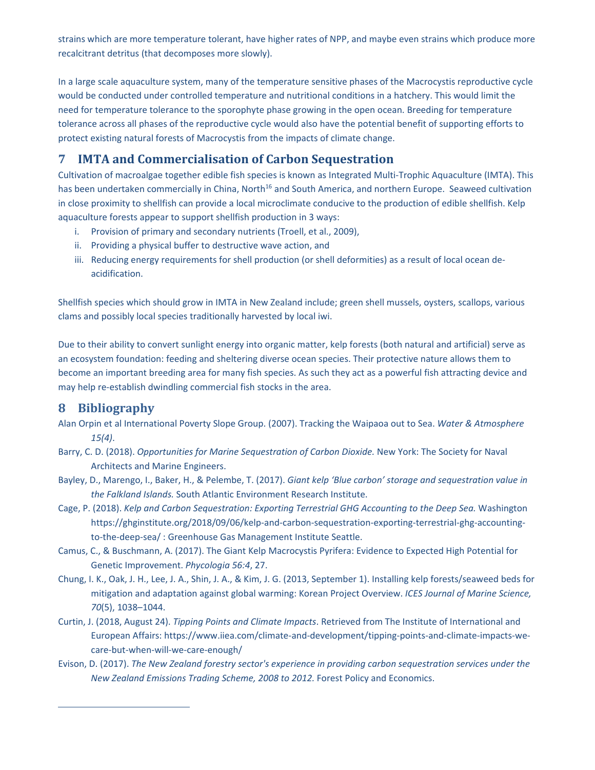strains which are more temperature tolerant, have higher rates of NPP, and maybe even strains which produce more recalcitrant detritus (that decomposes more slowly).

In a large scale aquaculture system, many of the temperature sensitive phases of the Macrocystis reproductive cycle would be conducted under controlled temperature and nutritional conditions in a hatchery. This would limit the need for temperature tolerance to the sporophyte phase growing in the open ocean. Breeding for temperature tolerance across all phases of the reproductive cycle would also have the potential benefit of supporting efforts to protect existing natural forests of Macrocystis from the impacts of climate change.

# 7 IMTA and Commercialisation of Carbon Sequestration

Cultivation of macroalgae together edible fish species is known as Integrated Multi-Trophic Aquaculture (IMTA). This has been undertaken commercially in China, North[16] and South America, and northern Europe. Seaweed cultivation in close proximity to shellfish can provide a local microclimate conducive to the production of edible shellfish. Kelp aquaculture forests appear to support shellfish production in 3 ways:

i. Provision of primary and secondary nutrients (Troell, et al., 2009),
ii. Providing a physical buffer to destructive wave action, and
iii. Reducing energy requirements for shell production (or shell deformities) as a result of local ocean de-acidification.

Shellfish species which should grow in IMTA in New Zealand include; green shell mussels, oysters, scallops, various clams and possibly local species traditionally harvested by local iwi.

Due to their ability to convert sunlight energy into organic matter, kelp forests (both natural and artificial) serve as an ecosystem foundation: feeding and sheltering diverse ocean species. Their protective nature allows them to become an important breeding area for many fish species. As such they act as a powerful fish attracting device and may help re-establish dwindling commercial fish stocks in the area.

# 8 Bibliography

Alan Orpin et al International Poverty Slope Group. (2007). Tracking the Waipaoa out to Sea. *Water & Atmosphere 15(4)*.

Barry, C. D. (2018). *Opportunities for Marine Sequestration of Carbon Dioxide.* New York: The Society for Naval Architects and Marine Engineers.

Bayley, D., Marengo, I., Baker, H., & Pelembe, T. (2017). *Giant kelp 'Blue carbon' storage and sequestration value in the Falkland Islands.* South Atlantic Environment Research Institute.

Cage, P. (2018). *Kelp and Carbon Sequestration: Exporting Terrestrial GHG Accounting to the Deep Sea.* Washington https://ghginstitute.org/2018/09/06/kelp-and-carbon-sequestration-exporting-terrestrial-ghg-accounting-to-the-deep-sea/ : Greenhouse Gas Management Institute Seattle.

Camus, C., & Buschmann, A. (2017). The Giant Kelp Macrocystis Pyrifera: Evidence to Expected High Potential for Genetic Improvement. *Phycologia 56:4*, 27.

Chung, I. K., Oak, J. H., Lee, J. A., Shin, J. A., & Kim, J. G. (2013, September 1). Installing kelp forests/seaweed beds for mitigation and adaptation against global warming: Korean Project Overview. *ICES Journal of Marine Science, 70*(5), 1038–1044.

Curtin, J. (2018, August 24). *Tipping Points and Climate Impacts*. Retrieved from The Institute of International and European Affairs: https://www.iiea.com/climate-and-development/tipping-points-and-climate-impacts-we-care-but-when-will-we-care-enough/

Evison, D. (2017). *The New Zealand forestry sector's experience in providing carbon sequestration services under the New Zealand Emissions Trading Scheme, 2008 to 2012*. Forest Policy and Economics.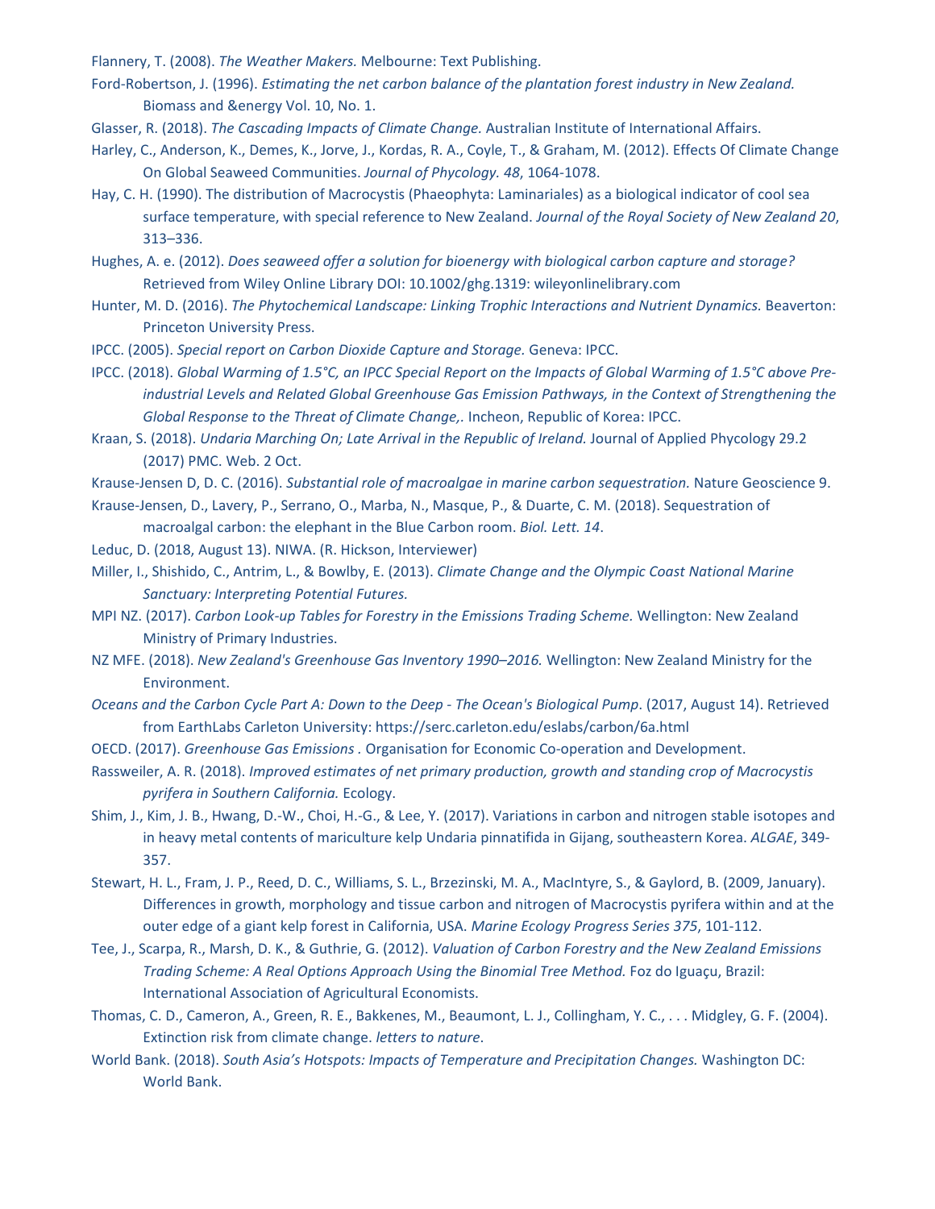Flannery, T. (2008). *The Weather Makers.* Melbourne: Text Publishing.

Ford-Robertson, J. (1996). *Estimating the net carbon balance of the plantation forest industry in New Zealand.* Biomass and &energy Vol. 10, No. 1.

Glasser, R. (2018). *The Cascading Impacts of Climate Change.* Australian Institute of International Affairs.

Harley, C., Anderson, K., Demes, K., Jorve, J., Kordas, R. A., Coyle, T., & Graham, M. (2012). Effects Of Climate Change On Global Seaweed Communities. *Journal of Phycology. 48*, 1064-1078.

Hay, C. H. (1990). The distribution of Macrocystis (Phaeophyta: Laminariales) as a biological indicator of cool sea surface temperature, with special reference to New Zealand. *Journal of the Royal Society of New Zealand 20*, 313–336.

Hughes, A. e. (2012). *Does seaweed offer a solution for bioenergy with biological carbon capture and storage?* Retrieved from Wiley Online Library DOI: 10.1002/ghg.1319: wileyonlinelibrary.com

Hunter, M. D. (2016). *The Phytochemical Landscape: Linking Trophic Interactions and Nutrient Dynamics.* Beaverton: Princeton University Press.

IPCC. (2005). *Special report on Carbon Dioxide Capture and Storage.* Geneva: IPCC.

IPCC. (2018). *Global Warming of 1.5°C, an IPCC Special Report on the Impacts of Global Warming of 1.5°C above Pre-industrial Levels and Related Global Greenhouse Gas Emission Pathways, in the Context of Strengthening the Global Response to the Threat of Climate Change,.* Incheon, Republic of Korea: IPCC.

Kraan, S. (2018). *Undaria Marching On; Late Arrival in the Republic of Ireland.* Journal of Applied Phycology 29.2 (2017) PMC. Web. 2 Oct.

Krause-Jensen D, D. C. (2016). *Substantial role of macroalgae in marine carbon sequestration.* Nature Geoscience 9.

Krause-Jensen, D., Lavery, P., Serrano, O., Marba, N., Masque, P., & Duarte, C. M. (2018). Sequestration of macroalgal carbon: the elephant in the Blue Carbon room. *Biol. Lett. 14*.

Leduc, D. (2018, August 13). NIWA. (R. Hickson, Interviewer)

Miller, I., Shishido, C., Antrim, L., & Bowlby, E. (2013). *Climate Change and the Olympic Coast National Marine Sanctuary: Interpreting Potential Futures.*

MPI NZ. (2017). *Carbon Look-up Tables for Forestry in the Emissions Trading Scheme.* Wellington: New Zealand Ministry of Primary Industries.

NZ MFE. (2018). *New Zealand's Greenhouse Gas Inventory 1990–2016.* Wellington: New Zealand Ministry for the Environment.

*Oceans and the Carbon Cycle Part A: Down to the Deep - The Ocean's Biological Pump*. (2017, August 14). Retrieved from EarthLabs Carleton University: https://serc.carleton.edu/eslabs/carbon/6a.html

OECD. (2017). *Greenhouse Gas Emissions* . Organisation for Economic Co-operation and Development.

Rassweiler, A. R. (2018). *Improved estimates of net primary production, growth and standing crop of Macrocystis pyrifera in Southern California.* Ecology.

Shim, J., Kim, J. B., Hwang, D.-W., Choi, H.-G., & Lee, Y. (2017). Variations in carbon and nitrogen stable isotopes and in heavy metal contents of mariculture kelp Undaria pinnatifida in Gijang, southeastern Korea. *ALGAE*, 349-357.

Stewart, H. L., Fram, J. P., Reed, D. C., Williams, S. L., Brzezinski, M. A., MacIntyre, S., & Gaylord, B. (2009, January). Differences in growth, morphology and tissue carbon and nitrogen of Macrocystis pyrifera within and at the outer edge of a giant kelp forest in California, USA. *Marine Ecology Progress Series 375*, 101-112.

Tee, J., Scarpa, R., Marsh, D. K., & Guthrie, G. (2012). *Valuation of Carbon Forestry and the New Zealand Emissions Trading Scheme: A Real Options Approach Using the Binomial Tree Method.* Foz do Iguaçu, Brazil: International Association of Agricultural Economists.

Thomas, C. D., Cameron, A., Green, R. E., Bakkenes, M., Beaumont, L. J., Collingham, Y. C., . . . Midgley, G. F. (2004). Extinction risk from climate change. *letters to nature*.

World Bank. (2018). *South Asia's Hotspots: Impacts of Temperature and Precipitation Changes.* Washington DC: World Bank.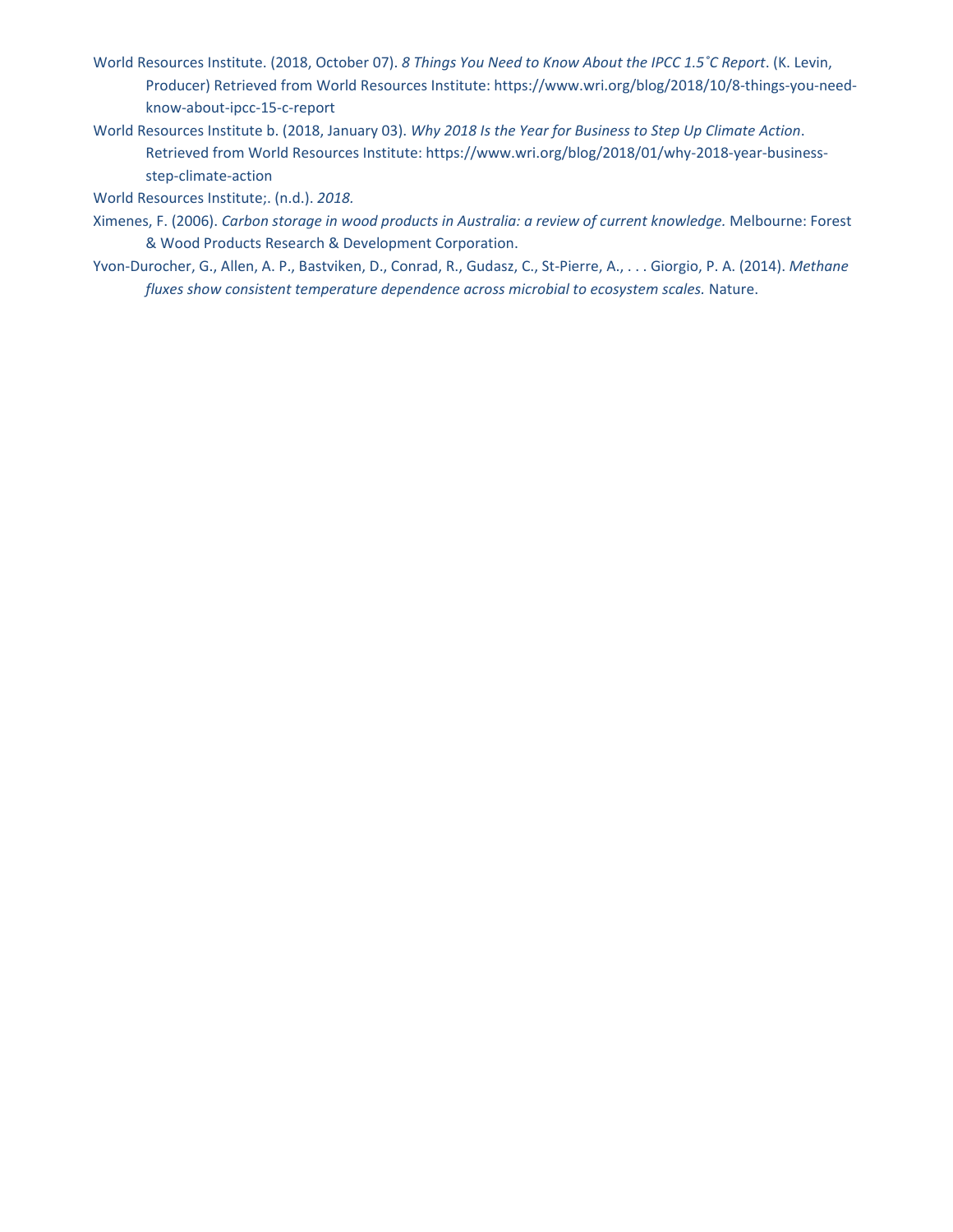World Resources Institute. (2018, October 07). *8 Things You Need to Know About the IPCC 1.5˚C Report*. (K. Levin, Producer) Retrieved from World Resources Institute: https://www.wri.org/blog/2018/10/8-things-you-need-know-about-ipcc-15-c-report

World Resources Institute b. (2018, January 03). *Why 2018 Is the Year for Business to Step Up Climate Action*. Retrieved from World Resources Institute: https://www.wri.org/blog/2018/01/why-2018-year-business-step-climate-action

World Resources Institute;. (n.d.). *2018.*

Ximenes, F. (2006). *Carbon storage in wood products in Australia: a review of current knowledge.* Melbourne: Forest & Wood Products Research & Development Corporation.

Yvon-Durocher, G., Allen, A. P., Bastviken, D., Conrad, R., Gudasz, C., St-Pierre, A., . . . Giorgio, P. A. (2014). *Methane fluxes show consistent temperature dependence across microbial to ecosystem scales.* Nature.